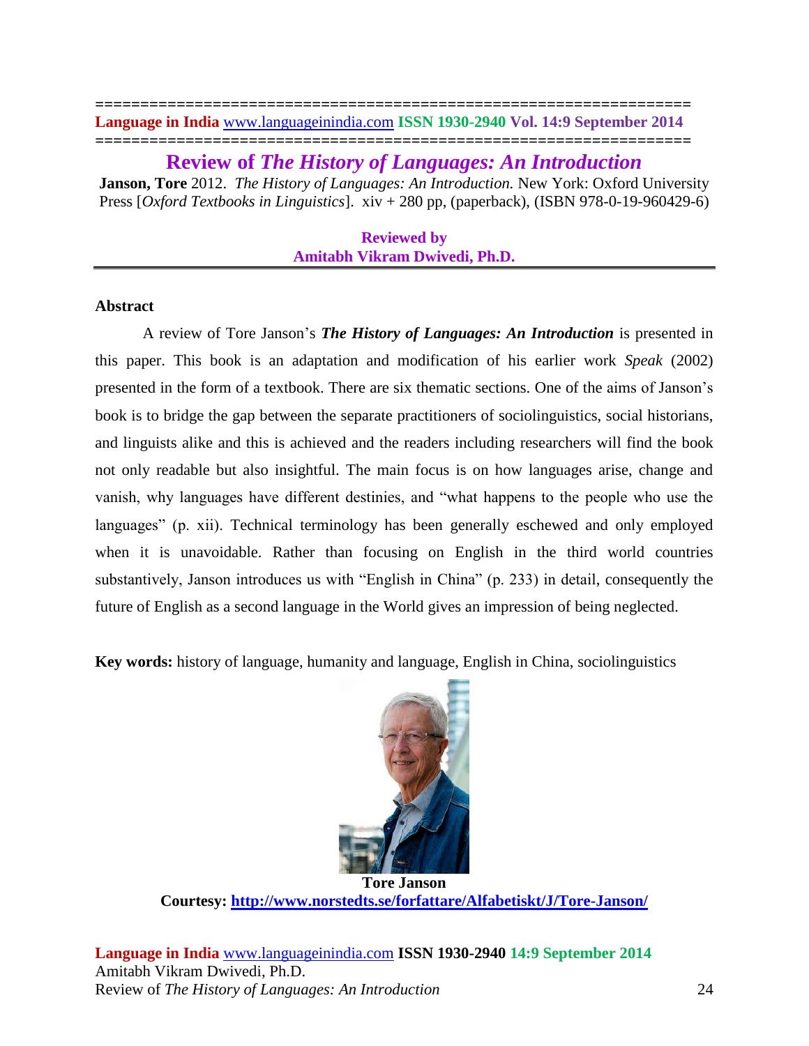# Review of *The History of Languages: An Introduction*

**Janson, Tore** 2012. *The History of Languages: An Introduction.* New York: Oxford University Press [*Oxford Textbooks in Linguistics*]. xiv + 280 pp, (paperback), (ISBN 978-0-19-960429-6)

**Reviewed by**
**Amitabh Vikram Dwivedi, Ph.D.**

---

**Abstract**

A review of Tore Janson's ***The History of Languages: An Introduction*** is presented in this paper. This book is an adaptation and modification of his earlier work *Speak* (2002) presented in the form of a textbook. There are six thematic sections. One of the aims of Janson's book is to bridge the gap between the separate practitioners of sociolinguistics, social historians, and linguists alike and this is achieved and the readers including researchers will find the book not only readable but also insightful. The main focus is on how languages arise, change and vanish, why languages have different destinies, and "what happens to the people who use the languages" (p. xii). Technical terminology has been generally eschewed and only employed when it is unavoidable. Rather than focusing on English in the third world countries substantively, Janson introduces us with "English in China" (p. 233) in detail, consequently the future of English as a second language in the World gives an impression of being neglected.

**Key words:** history of language, humanity and language, English in China, sociolinguistics

**Tore Janson**
**Courtesy: http://www.norstedts.se/forfattare/Alfabetiskt/J/Tore-Janson/**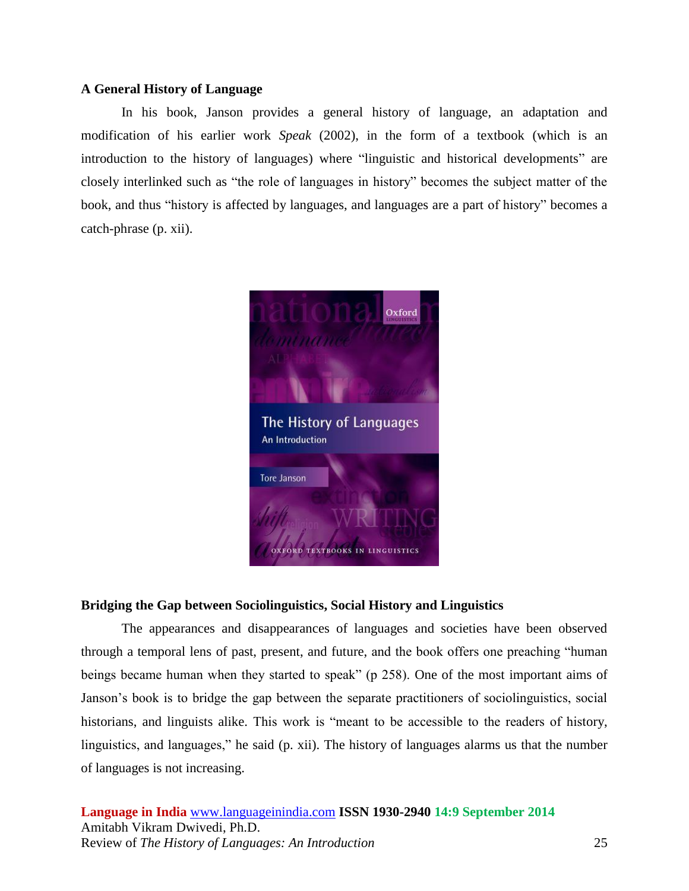### A General History of Language

In his book, Janson provides a general history of language, an adaptation and modification of his earlier work *Speak* (2002), in the form of a textbook (which is an introduction to the history of languages) where "linguistic and historical developments" are closely interlinked such as "the role of languages in history" becomes the subject matter of the book, and thus "history is affected by languages, and languages are a part of history" becomes a catch-phrase (p. xii).

### Bridging the Gap between Sociolinguistics, Social History and Linguistics

The appearances and disappearances of languages and societies have been observed through a temporal lens of past, present, and future, and the book offers one preaching "human beings became human when they started to speak" (p 258). One of the most important aims of Janson's book is to bridge the gap between the separate practitioners of sociolinguistics, social historians, and linguists alike. This work is "meant to be accessible to the readers of history, linguistics, and languages," he said (p. xii). The history of languages alarms us that the number of languages is not increasing.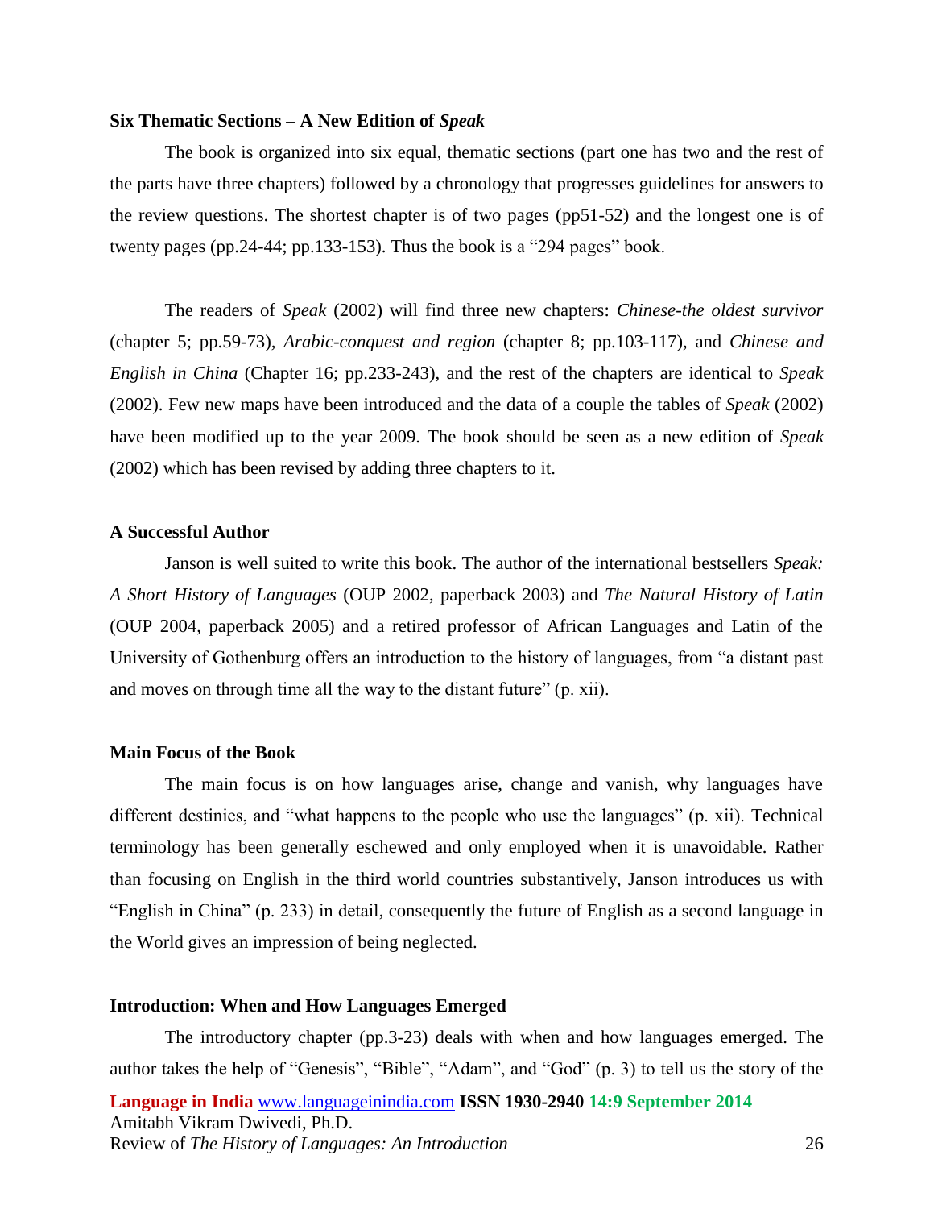**Six Thematic Sections – A New Edition of *Speak***

The book is organized into six equal, thematic sections (part one has two and the rest of the parts have three chapters) followed by a chronology that progresses guidelines for answers to the review questions. The shortest chapter is of two pages (pp51-52) and the longest one is of twenty pages (pp.24-44; pp.133-153). Thus the book is a "294 pages" book.

The readers of *Speak* (2002) will find three new chapters: *Chinese-the oldest survivor* (chapter 5; pp.59-73), *Arabic-conquest and region* (chapter 8; pp.103-117), and *Chinese and English in China* (Chapter 16; pp.233-243), and the rest of the chapters are identical to *Speak* (2002). Few new maps have been introduced and the data of a couple the tables of *Speak* (2002) have been modified up to the year 2009. The book should be seen as a new edition of *Speak* (2002) which has been revised by adding three chapters to it.

**A Successful Author**

Janson is well suited to write this book. The author of the international bestsellers *Speak: A Short History of Languages* (OUP 2002, paperback 2003) and *The Natural History of Latin* (OUP 2004, paperback 2005) and a retired professor of African Languages and Latin of the University of Gothenburg offers an introduction to the history of languages, from "a distant past and moves on through time all the way to the distant future" (p. xii).

**Main Focus of the Book**

The main focus is on how languages arise, change and vanish, why languages have different destinies, and "what happens to the people who use the languages" (p. xii). Technical terminology has been generally eschewed and only employed when it is unavoidable. Rather than focusing on English in the third world countries substantively, Janson introduces us with "English in China" (p. 233) in detail, consequently the future of English as a second language in the World gives an impression of being neglected.

**Introduction: When and How Languages Emerged**

The introductory chapter (pp.3-23) deals with when and how languages emerged. The author takes the help of "Genesis", "Bible", "Adam", and "God" (p. 3) to tell us the story of the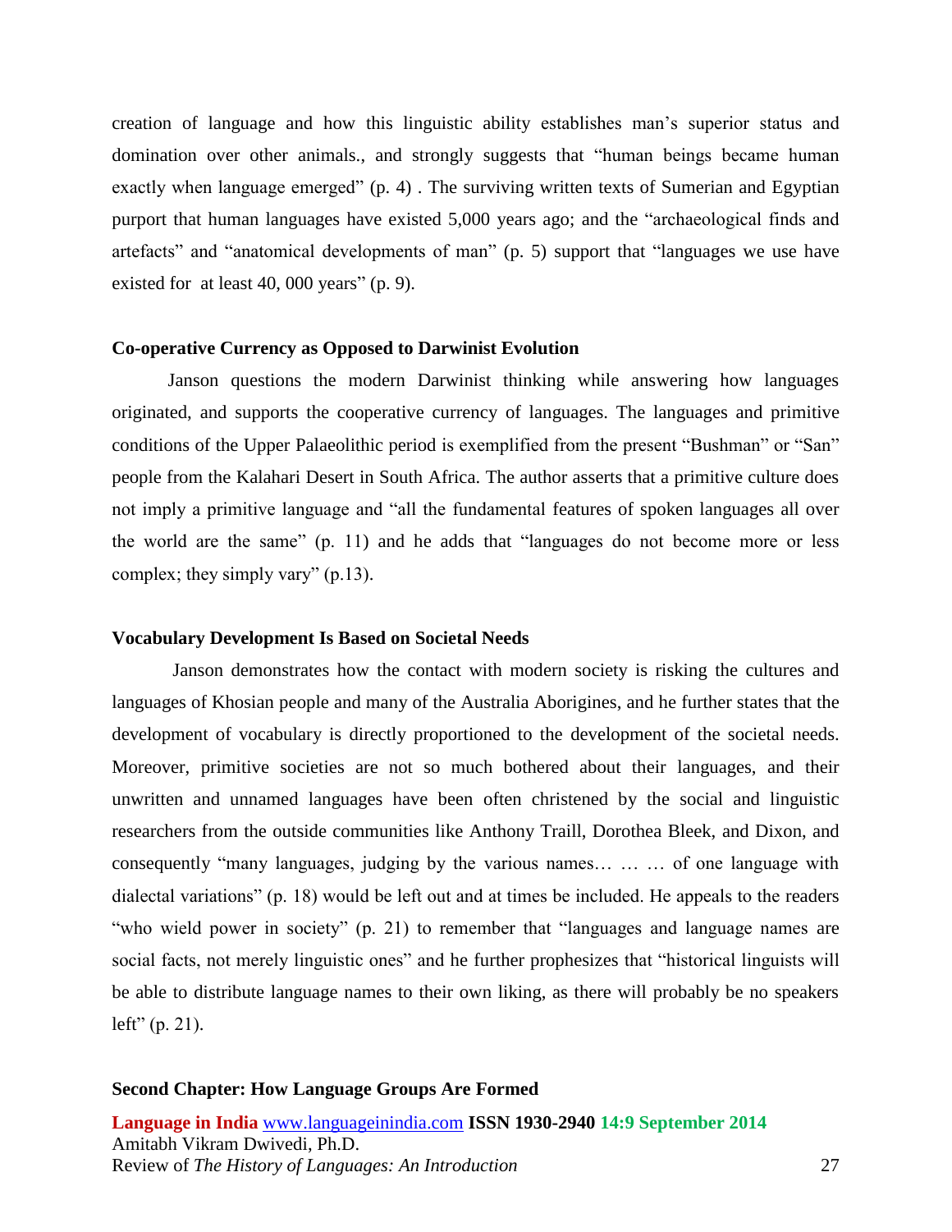creation of language and how this linguistic ability establishes man's superior status and domination over other animals., and strongly suggests that "human beings became human exactly when language emerged" (p. 4) . The surviving written texts of Sumerian and Egyptian purport that human languages have existed 5,000 years ago; and the "archaeological finds and artefacts" and "anatomical developments of man" (p. 5) support that "languages we use have existed for  at least 40, 000 years" (p. 9).

**Co-operative Currency as Opposed to Darwinist Evolution**

Janson questions the modern Darwinist thinking while answering how languages originated, and supports the cooperative currency of languages. The languages and primitive conditions of the Upper Palaeolithic period is exemplified from the present "Bushman" or "San" people from the Kalahari Desert in South Africa. The author asserts that a primitive culture does not imply a primitive language and "all the fundamental features of spoken languages all over the world are the same" (p. 11) and he adds that "languages do not become more or less complex; they simply vary" (p.13).

**Vocabulary Development Is Based on Societal Needs**

Janson demonstrates how the contact with modern society is risking the cultures and languages of Khosian people and many of the Australia Aborigines, and he further states that the development of vocabulary is directly proportioned to the development of the societal needs. Moreover, primitive societies are not so much bothered about their languages, and their unwritten and unnamed languages have been often christened by the social and linguistic researchers from the outside communities like Anthony Traill, Dorothea Bleek, and Dixon, and consequently "many languages, judging by the various names… … … of one language with dialectal variations" (p. 18) would be left out and at times be included. He appeals to the readers "who wield power in society" (p. 21) to remember that "languages and language names are social facts, not merely linguistic ones" and he further prophesizes that "historical linguists will be able to distribute language names to their own liking, as there will probably be no speakers left" (p. 21).

**Second Chapter: How Language Groups Are Formed**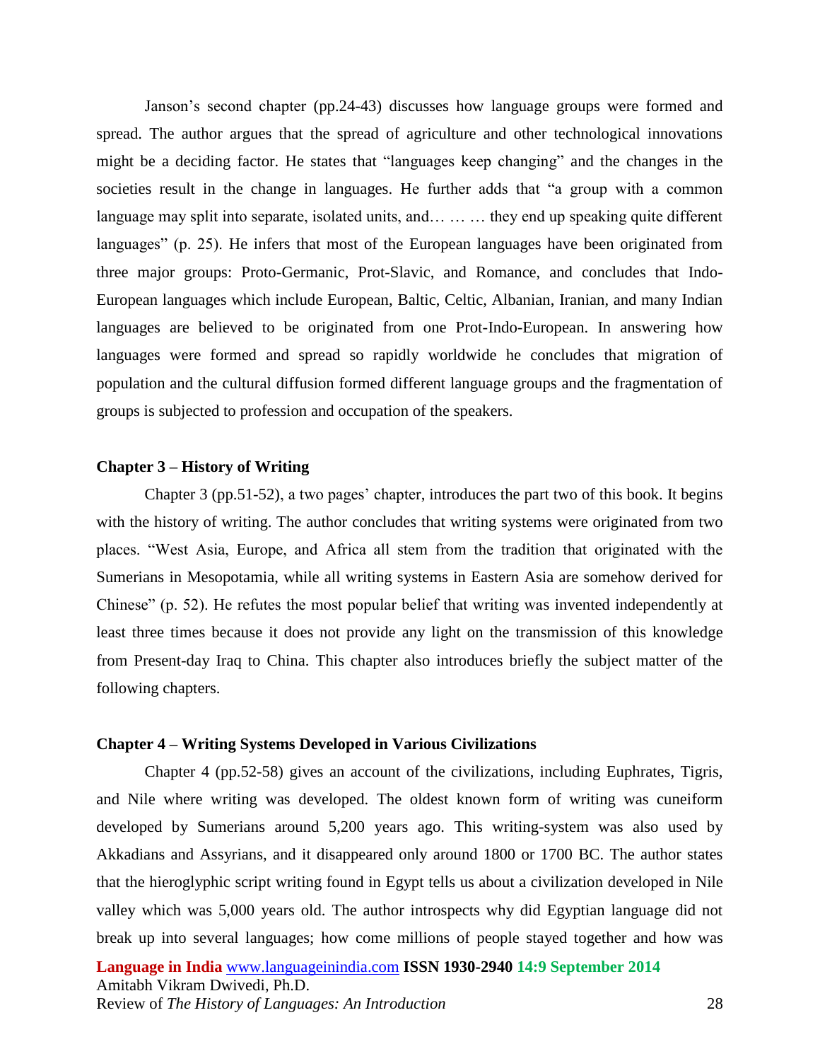Janson's second chapter (pp.24-43) discusses how language groups were formed and spread. The author argues that the spread of agriculture and other technological innovations might be a deciding factor. He states that "languages keep changing" and the changes in the societies result in the change in languages. He further adds that "a group with a common language may split into separate, isolated units, and… … … they end up speaking quite different languages" (p. 25). He infers that most of the European languages have been originated from three major groups: Proto-Germanic, Prot-Slavic, and Romance, and concludes that Indo-European languages which include European, Baltic, Celtic, Albanian, Iranian, and many Indian languages are believed to be originated from one Prot-Indo-European. In answering how languages were formed and spread so rapidly worldwide he concludes that migration of population and the cultural diffusion formed different language groups and the fragmentation of groups is subjected to profession and occupation of the speakers.

**Chapter 3 – History of Writing**

Chapter 3 (pp.51-52), a two pages' chapter, introduces the part two of this book. It begins with the history of writing. The author concludes that writing systems were originated from two places. "West Asia, Europe, and Africa all stem from the tradition that originated with the Sumerians in Mesopotamia, while all writing systems in Eastern Asia are somehow derived for Chinese" (p. 52). He refutes the most popular belief that writing was invented independently at least three times because it does not provide any light on the transmission of this knowledge from Present-day Iraq to China. This chapter also introduces briefly the subject matter of the following chapters.

**Chapter 4 – Writing Systems Developed in Various Civilizations**

Chapter 4 (pp.52-58) gives an account of the civilizations, including Euphrates, Tigris, and Nile where writing was developed. The oldest known form of writing was cuneiform developed by Sumerians around 5,200 years ago. This writing-system was also used by Akkadians and Assyrians, and it disappeared only around 1800 or 1700 BC. The author states that the hieroglyphic script writing found in Egypt tells us about a civilization developed in Nile valley which was 5,000 years old. The author introspects why did Egyptian language did not break up into several languages; how come millions of people stayed together and how was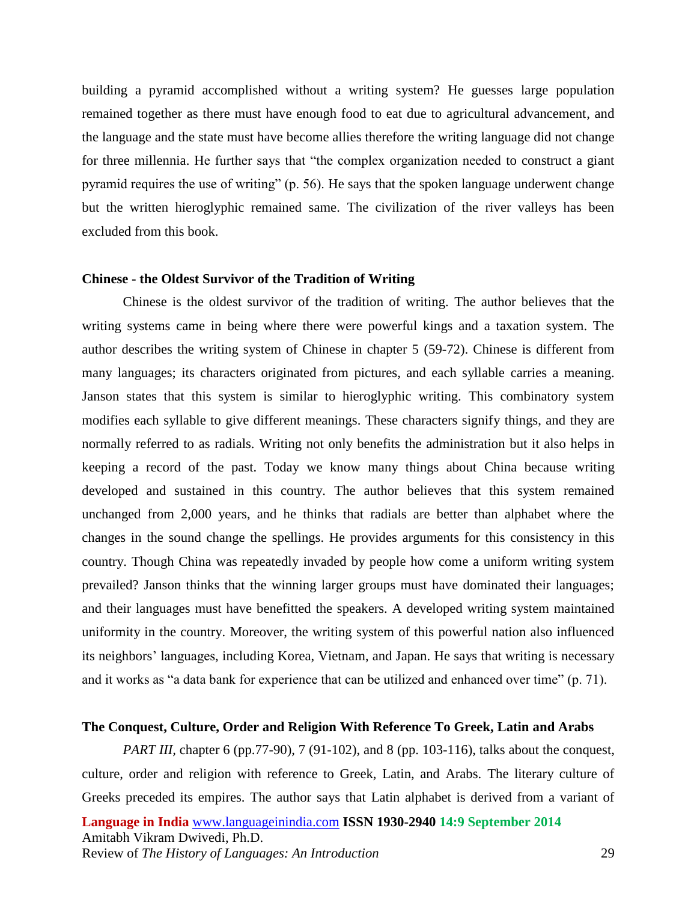building a pyramid accomplished without a writing system? He guesses large population remained together as there must have enough food to eat due to agricultural advancement, and the language and the state must have become allies therefore the writing language did not change for three millennia. He further says that "the complex organization needed to construct a giant pyramid requires the use of writing" (p. 56). He says that the spoken language underwent change but the written hieroglyphic remained same. The civilization of the river valleys has been excluded from this book.

**Chinese - the Oldest Survivor of the Tradition of Writing**

Chinese is the oldest survivor of the tradition of writing. The author believes that the writing systems came in being where there were powerful kings and a taxation system. The author describes the writing system of Chinese in chapter 5 (59-72). Chinese is different from many languages; its characters originated from pictures, and each syllable carries a meaning. Janson states that this system is similar to hieroglyphic writing. This combinatory system modifies each syllable to give different meanings. These characters signify things, and they are normally referred to as radials. Writing not only benefits the administration but it also helps in keeping a record of the past. Today we know many things about China because writing developed and sustained in this country. The author believes that this system remained unchanged from 2,000 years, and he thinks that radials are better than alphabet where the changes in the sound change the spellings. He provides arguments for this consistency in this country. Though China was repeatedly invaded by people how come a uniform writing system prevailed? Janson thinks that the winning larger groups must have dominated their languages; and their languages must have benefitted the speakers. A developed writing system maintained uniformity in the country. Moreover, the writing system of this powerful nation also influenced its neighbors' languages, including Korea, Vietnam, and Japan. He says that writing is necessary and it works as "a data bank for experience that can be utilized and enhanced over time" (p. 71).

**The Conquest, Culture, Order and Religion With Reference To Greek, Latin and Arabs**

*PART III*, chapter 6 (pp.77-90), 7 (91-102), and 8 (pp. 103-116), talks about the conquest, culture, order and religion with reference to Greek, Latin, and Arabs. The literary culture of Greeks preceded its empires. The author says that Latin alphabet is derived from a variant of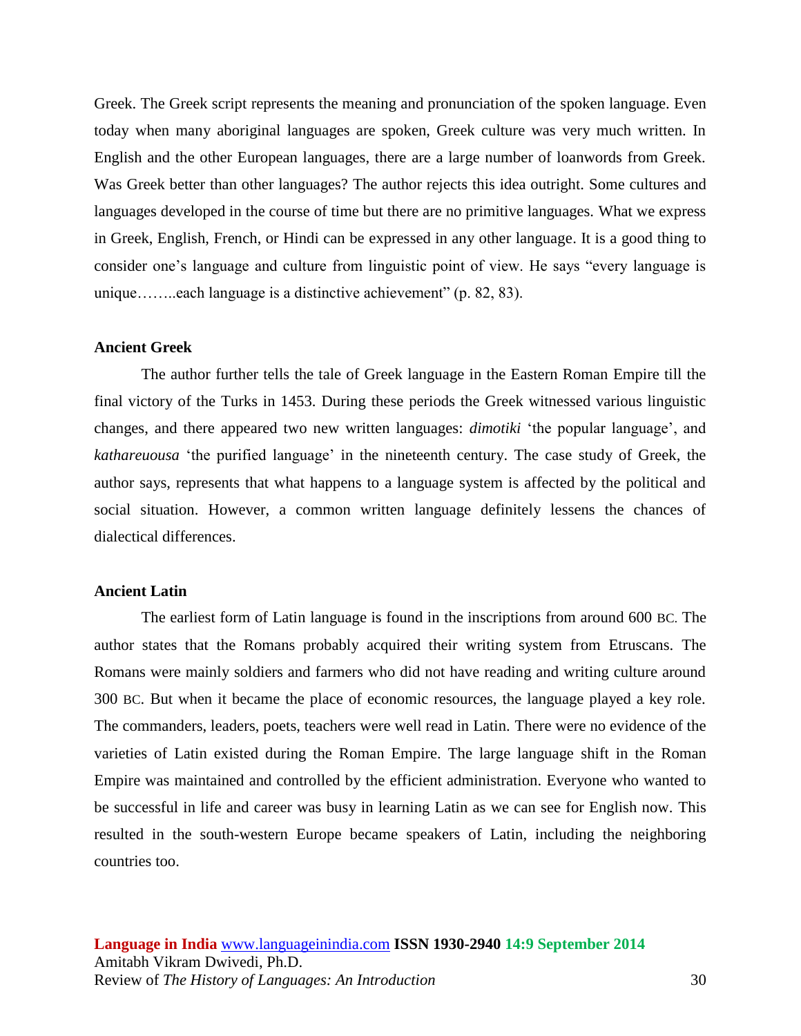Greek. The Greek script represents the meaning and pronunciation of the spoken language. Even today when many aboriginal languages are spoken, Greek culture was very much written. In English and the other European languages, there are a large number of loanwords from Greek. Was Greek better than other languages? The author rejects this idea outright. Some cultures and languages developed in the course of time but there are no primitive languages. What we express in Greek, English, French, or Hindi can be expressed in any other language. It is a good thing to consider one's language and culture from linguistic point of view. He says "every language is unique……..each language is a distinctive achievement" (p. 82, 83).

**Ancient Greek**

The author further tells the tale of Greek language in the Eastern Roman Empire till the final victory of the Turks in 1453. During these periods the Greek witnessed various linguistic changes, and there appeared two new written languages: *dimotiki* 'the popular language', and *kathareuousa* 'the purified language' in the nineteenth century. The case study of Greek, the author says, represents that what happens to a language system is affected by the political and social situation. However, a common written language definitely lessens the chances of dialectical differences.

**Ancient Latin**

The earliest form of Latin language is found in the inscriptions from around 600 BC. The author states that the Romans probably acquired their writing system from Etruscans. The Romans were mainly soldiers and farmers who did not have reading and writing culture around 300 BC. But when it became the place of economic resources, the language played a key role. The commanders, leaders, poets, teachers were well read in Latin. There were no evidence of the varieties of Latin existed during the Roman Empire. The large language shift in the Roman Empire was maintained and controlled by the efficient administration. Everyone who wanted to be successful in life and career was busy in learning Latin as we can see for English now. This resulted in the south-western Europe became speakers of Latin, including the neighboring countries too.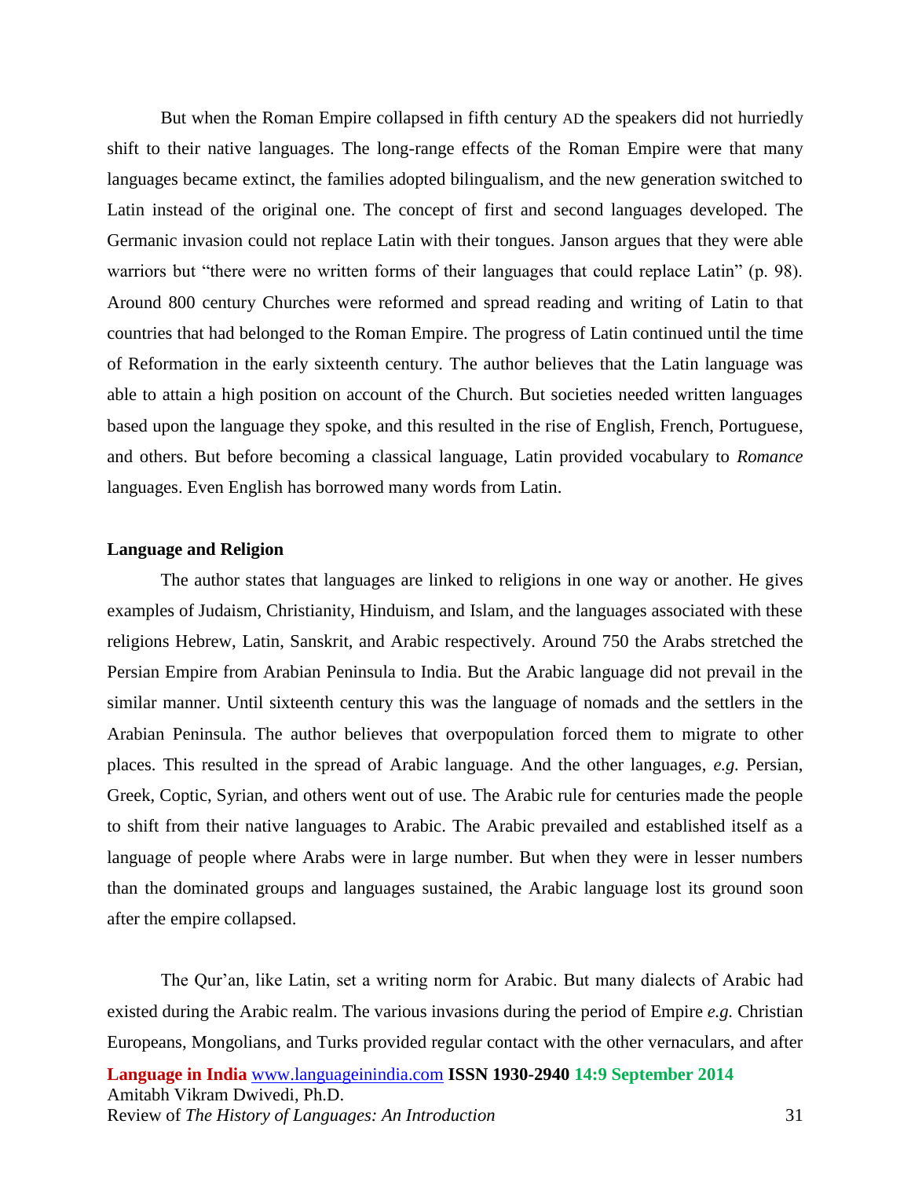But when the Roman Empire collapsed in fifth century AD the speakers did not hurriedly shift to their native languages. The long-range effects of the Roman Empire were that many languages became extinct, the families adopted bilingualism, and the new generation switched to Latin instead of the original one. The concept of first and second languages developed. The Germanic invasion could not replace Latin with their tongues. Janson argues that they were able warriors but "there were no written forms of their languages that could replace Latin" (p. 98). Around 800 century Churches were reformed and spread reading and writing of Latin to that countries that had belonged to the Roman Empire. The progress of Latin continued until the time of Reformation in the early sixteenth century. The author believes that the Latin language was able to attain a high position on account of the Church. But societies needed written languages based upon the language they spoke, and this resulted in the rise of English, French, Portuguese, and others. But before becoming a classical language, Latin provided vocabulary to *Romance* languages. Even English has borrowed many words from Latin.

**Language and Religion**

The author states that languages are linked to religions in one way or another. He gives examples of Judaism, Christianity, Hinduism, and Islam, and the languages associated with these religions Hebrew, Latin, Sanskrit, and Arabic respectively. Around 750 the Arabs stretched the Persian Empire from Arabian Peninsula to India. But the Arabic language did not prevail in the similar manner. Until sixteenth century this was the language of nomads and the settlers in the Arabian Peninsula. The author believes that overpopulation forced them to migrate to other places. This resulted in the spread of Arabic language. And the other languages, *e.g.* Persian, Greek, Coptic, Syrian, and others went out of use. The Arabic rule for centuries made the people to shift from their native languages to Arabic. The Arabic prevailed and established itself as a language of people where Arabs were in large number. But when they were in lesser numbers than the dominated groups and languages sustained, the Arabic language lost its ground soon after the empire collapsed.

The Qur'an, like Latin, set a writing norm for Arabic. But many dialects of Arabic had existed during the Arabic realm. The various invasions during the period of Empire *e.g.* Christian Europeans, Mongolians, and Turks provided regular contact with the other vernaculars, and after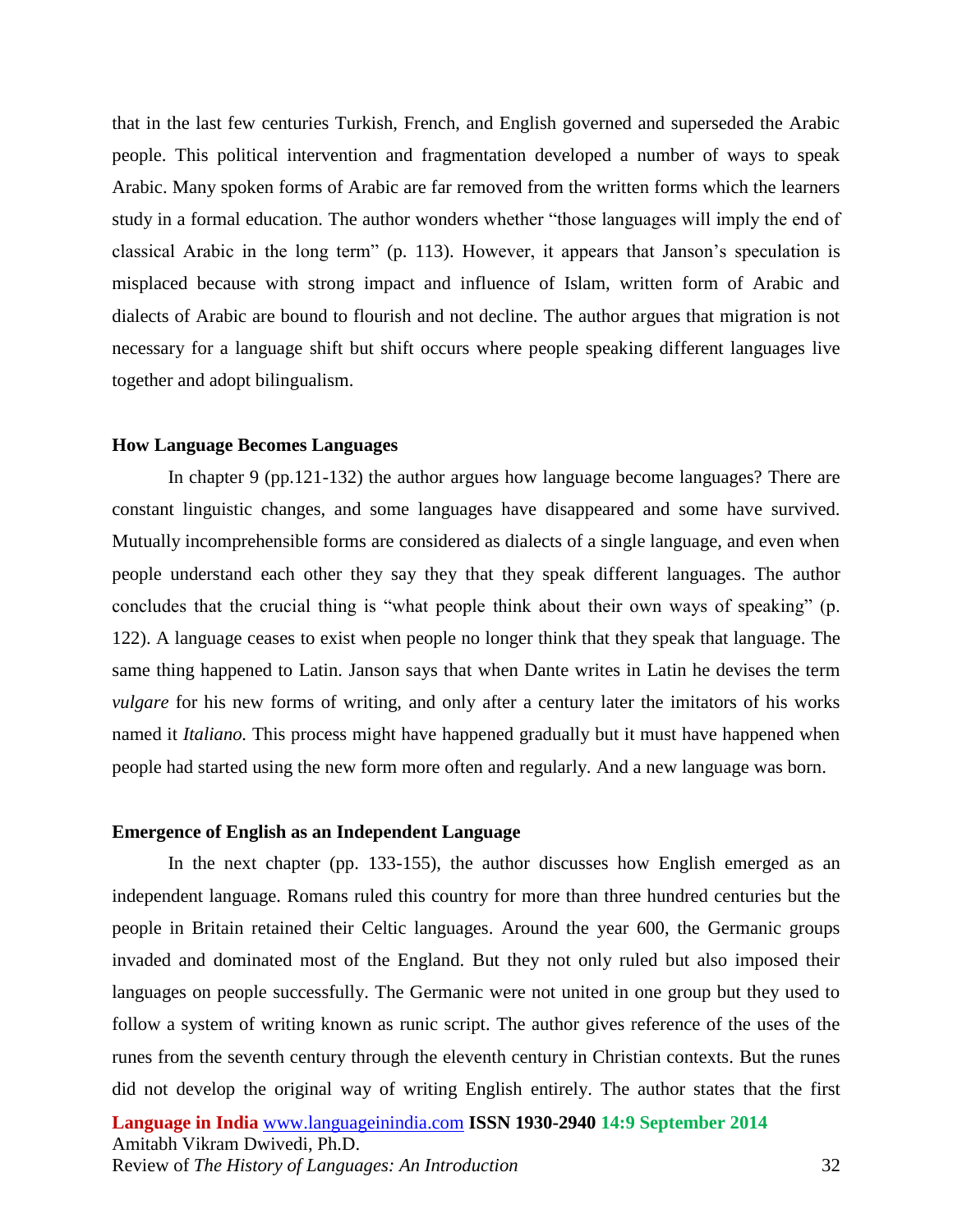that in the last few centuries Turkish, French, and English governed and superseded the Arabic people. This political intervention and fragmentation developed a number of ways to speak Arabic. Many spoken forms of Arabic are far removed from the written forms which the learners study in a formal education. The author wonders whether "those languages will imply the end of classical Arabic in the long term" (p. 113). However, it appears that Janson's speculation is misplaced because with strong impact and influence of Islam, written form of Arabic and dialects of Arabic are bound to flourish and not decline. The author argues that migration is not necessary for a language shift but shift occurs where people speaking different languages live together and adopt bilingualism.

**How Language Becomes Languages**

In chapter 9 (pp.121-132) the author argues how language become languages? There are constant linguistic changes, and some languages have disappeared and some have survived. Mutually incomprehensible forms are considered as dialects of a single language, and even when people understand each other they say they that they speak different languages. The author concludes that the crucial thing is "what people think about their own ways of speaking" (p. 122). A language ceases to exist when people no longer think that they speak that language. The same thing happened to Latin. Janson says that when Dante writes in Latin he devises the term *vulgare* for his new forms of writing, and only after a century later the imitators of his works named it *Italiano.* This process might have happened gradually but it must have happened when people had started using the new form more often and regularly. And a new language was born.

**Emergence of English as an Independent Language**

In the next chapter (pp. 133-155), the author discusses how English emerged as an independent language. Romans ruled this country for more than three hundred centuries but the people in Britain retained their Celtic languages. Around the year 600, the Germanic groups invaded and dominated most of the England. But they not only ruled but also imposed their languages on people successfully. The Germanic were not united in one group but they used to follow a system of writing known as runic script. The author gives reference of the uses of the runes from the seventh century through the eleventh century in Christian contexts. But the runes did not develop the original way of writing English entirely. The author states that the first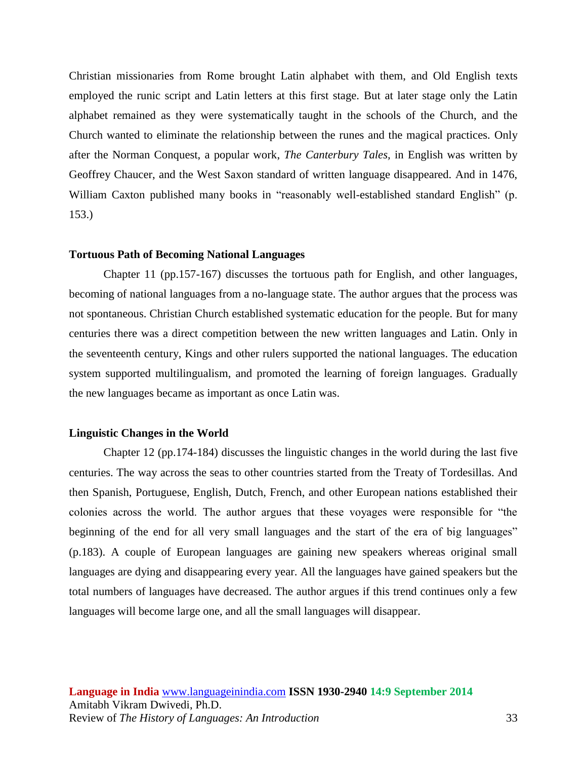Christian missionaries from Rome brought Latin alphabet with them, and Old English texts employed the runic script and Latin letters at this first stage. But at later stage only the Latin alphabet remained as they were systematically taught in the schools of the Church, and the Church wanted to eliminate the relationship between the runes and the magical practices. Only after the Norman Conquest, a popular work, *The Canterbury Tales,* in English was written by Geoffrey Chaucer, and the West Saxon standard of written language disappeared. And in 1476, William Caxton published many books in "reasonably well-established standard English" (p. 153.)

### Tortuous Path of Becoming National Languages

Chapter 11 (pp.157-167) discusses the tortuous path for English, and other languages, becoming of national languages from a no-language state. The author argues that the process was not spontaneous. Christian Church established systematic education for the people. But for many centuries there was a direct competition between the new written languages and Latin. Only in the seventeenth century, Kings and other rulers supported the national languages. The education system supported multilingualism, and promoted the learning of foreign languages. Gradually the new languages became as important as once Latin was.

### Linguistic Changes in the World

Chapter 12 (pp.174-184) discusses the linguistic changes in the world during the last five centuries. The way across the seas to other countries started from the Treaty of Tordesillas. And then Spanish, Portuguese, English, Dutch, French, and other European nations established their colonies across the world. The author argues that these voyages were responsible for "the beginning of the end for all very small languages and the start of the era of big languages" (p.183). A couple of European languages are gaining new speakers whereas original small languages are dying and disappearing every year. All the languages have gained speakers but the total numbers of languages have decreased. The author argues if this trend continues only a few languages will become large one, and all the small languages will disappear.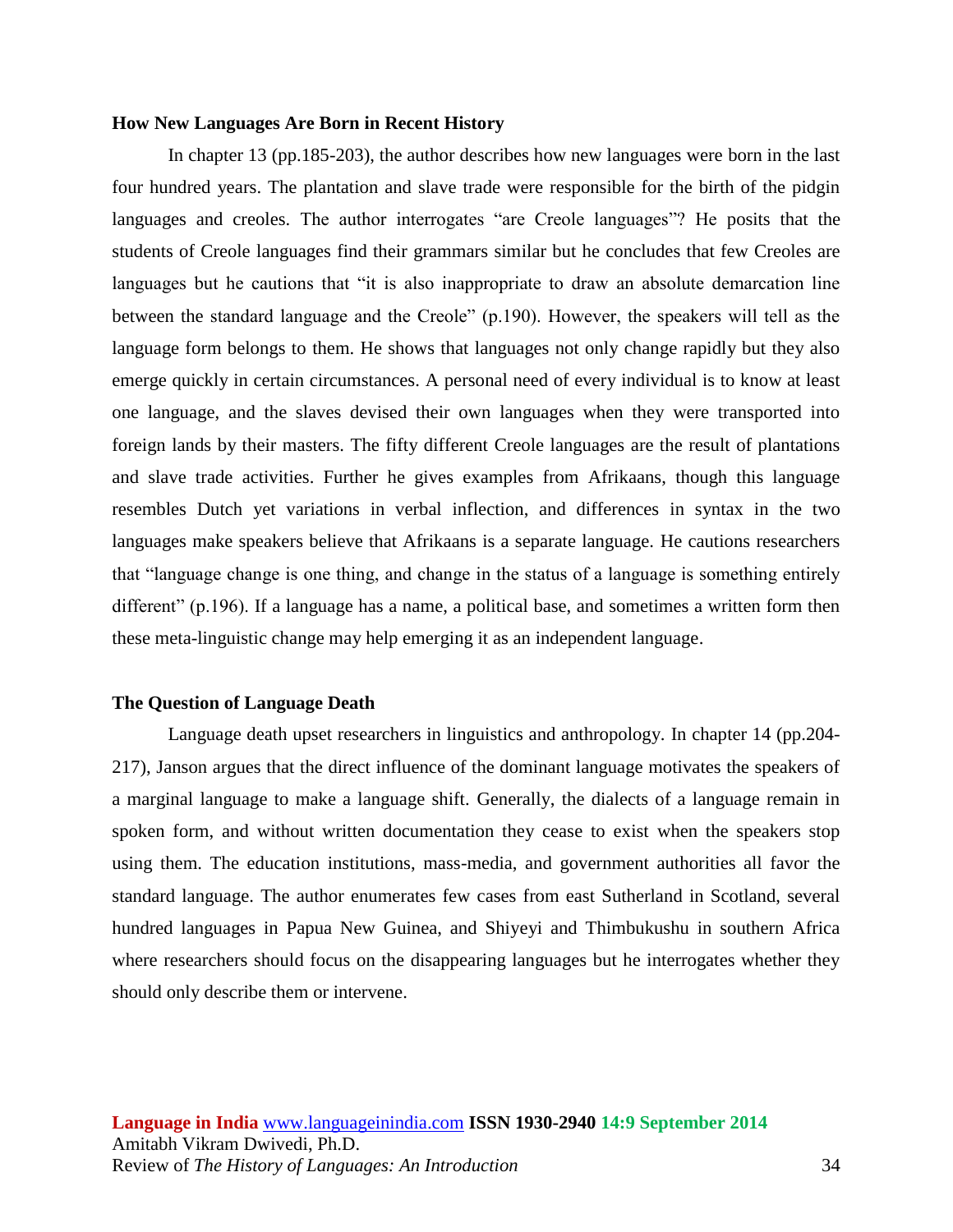### How New Languages Are Born in Recent History

In chapter 13 (pp.185-203), the author describes how new languages were born in the last four hundred years. The plantation and slave trade were responsible for the birth of the pidgin languages and creoles. The author interrogates "are Creole languages"? He posits that the students of Creole languages find their grammars similar but he concludes that few Creoles are languages but he cautions that "it is also inappropriate to draw an absolute demarcation line between the standard language and the Creole" (p.190). However, the speakers will tell as the language form belongs to them. He shows that languages not only change rapidly but they also emerge quickly in certain circumstances. A personal need of every individual is to know at least one language, and the slaves devised their own languages when they were transported into foreign lands by their masters. The fifty different Creole languages are the result of plantations and slave trade activities. Further he gives examples from Afrikaans, though this language resembles Dutch yet variations in verbal inflection, and differences in syntax in the two languages make speakers believe that Afrikaans is a separate language. He cautions researchers that "language change is one thing, and change in the status of a language is something entirely different" (p.196). If a language has a name, a political base, and sometimes a written form then these meta-linguistic change may help emerging it as an independent language.

### The Question of Language Death

Language death upset researchers in linguistics and anthropology. In chapter 14 (pp.204-217), Janson argues that the direct influence of the dominant language motivates the speakers of a marginal language to make a language shift. Generally, the dialects of a language remain in spoken form, and without written documentation they cease to exist when the speakers stop using them. The education institutions, mass-media, and government authorities all favor the standard language. The author enumerates few cases from east Sutherland in Scotland, several hundred languages in Papua New Guinea, and Shiyeyi and Thimbukushu in southern Africa where researchers should focus on the disappearing languages but he interrogates whether they should only describe them or intervene.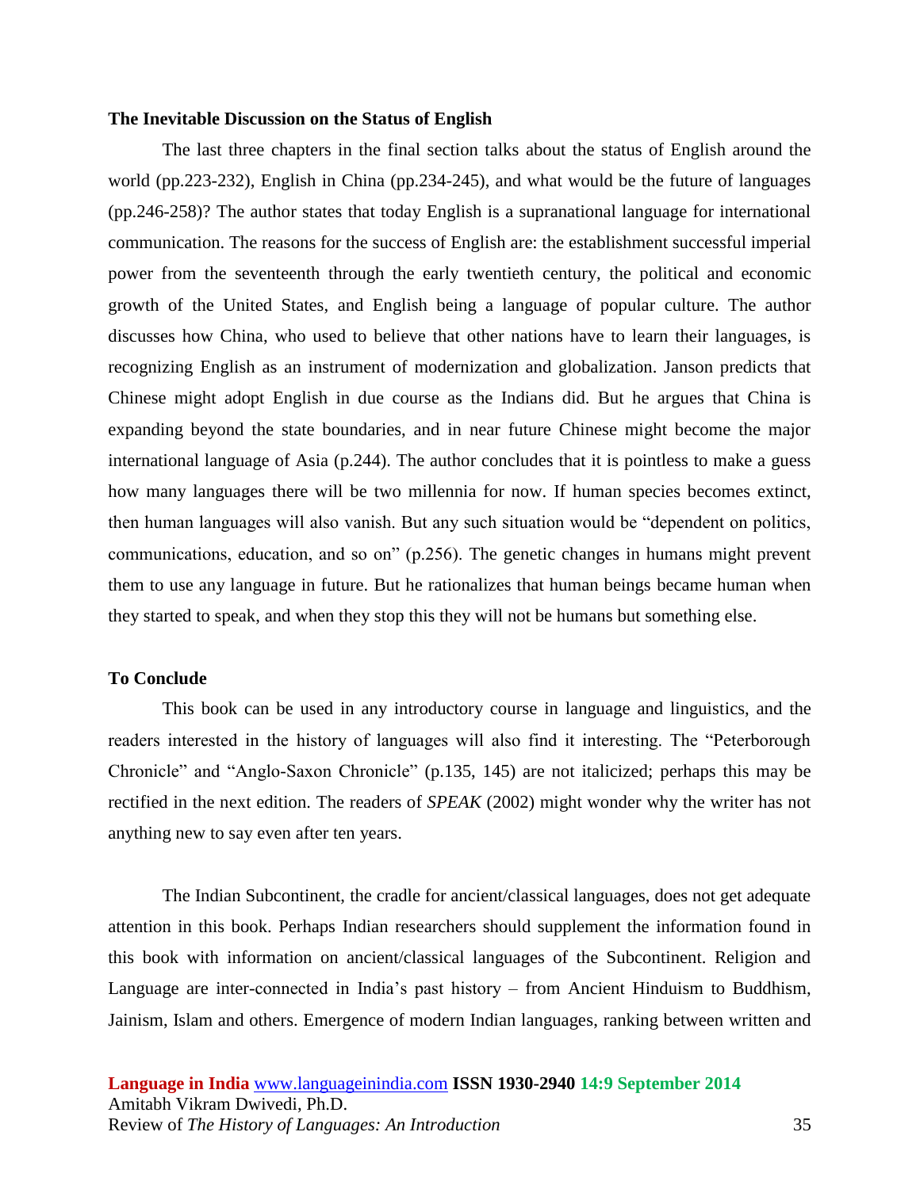**The Inevitable Discussion on the Status of English**

The last three chapters in the final section talks about the status of English around the world (pp.223-232), English in China (pp.234-245), and what would be the future of languages (pp.246-258)? The author states that today English is a supranational language for international communication. The reasons for the success of English are: the establishment successful imperial power from the seventeenth through the early twentieth century, the political and economic growth of the United States, and English being a language of popular culture. The author discusses how China, who used to believe that other nations have to learn their languages, is recognizing English as an instrument of modernization and globalization. Janson predicts that Chinese might adopt English in due course as the Indians did. But he argues that China is expanding beyond the state boundaries, and in near future Chinese might become the major international language of Asia (p.244). The author concludes that it is pointless to make a guess how many languages there will be two millennia for now. If human species becomes extinct, then human languages will also vanish. But any such situation would be "dependent on politics, communications, education, and so on" (p.256). The genetic changes in humans might prevent them to use any language in future. But he rationalizes that human beings became human when they started to speak, and when they stop this they will not be humans but something else.

**To Conclude**

This book can be used in any introductory course in language and linguistics, and the readers interested in the history of languages will also find it interesting. The "Peterborough Chronicle" and "Anglo-Saxon Chronicle" (p.135, 145) are not italicized; perhaps this may be rectified in the next edition. The readers of *SPEAK* (2002) might wonder why the writer has not anything new to say even after ten years.

The Indian Subcontinent, the cradle for ancient/classical languages, does not get adequate attention in this book. Perhaps Indian researchers should supplement the information found in this book with information on ancient/classical languages of the Subcontinent. Religion and Language are inter-connected in India's past history – from Ancient Hinduism to Buddhism, Jainism, Islam and others. Emergence of modern Indian languages, ranking between written and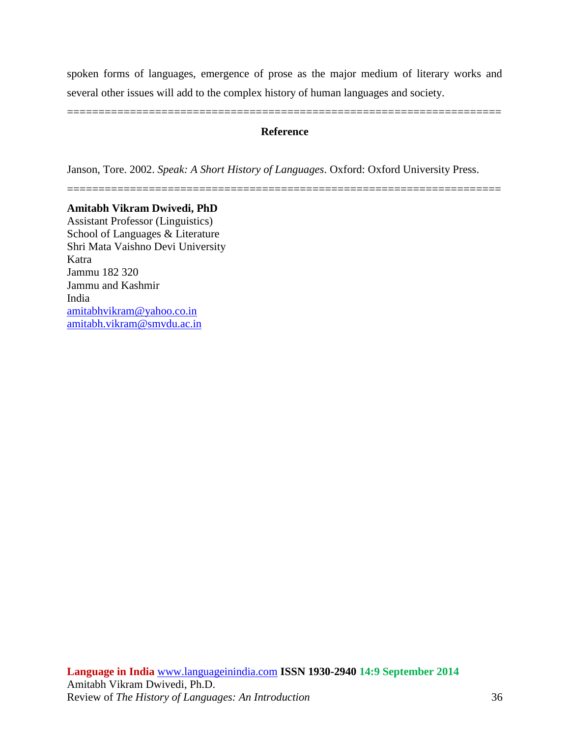spoken forms of languages, emergence of prose as the major medium of literary works and several other issues will add to the complex history of human languages and society.

====================================================================

**Reference**

Janson, Tore. 2002. *Speak: A Short History of Languages*. Oxford: Oxford University Press.

====================================================================

**Amitabh Vikram Dwivedi, PhD**
Assistant Professor (Linguistics)
School of Languages & Literature
Shri Mata Vaishno Devi University
Katra
Jammu 182 320
Jammu and Kashmir
India
amitabhvikram@yahoo.co.in
amitabh.vikram@smvdu.ac.in